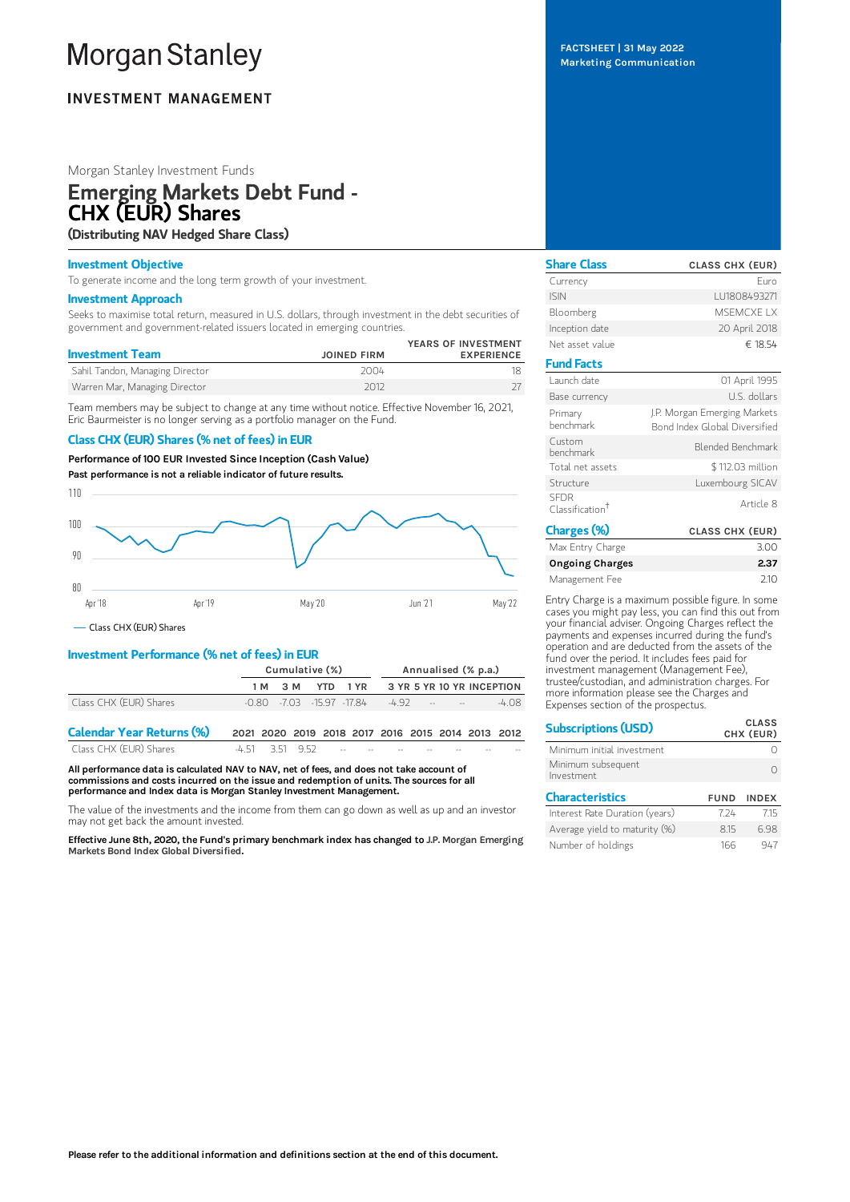# Morgan Stanley

**INVESTMENT MANAGEMENT**

**FACTSHEET | 31 May 2022**
**Marketing Communication**

Morgan Stanley Investment Funds

# Emerging Markets Debt Fund - CHX (EUR) Shares

**(Distributing NAV Hedged Share Class)**

## Investment Objective

To generate income and the long term growth of your investment.

## Investment Approach

Seeks to maximise total return, measured in U.S. dollars, through investment in the debt securities of government and government-related issuers located in emerging countries.

| Investment Team | JOINED FIRM | YEARS OF INVESTMENT EXPERIENCE |
|---|---|---|
| Sahil Tandon, Managing Director | 2004 | 18 |
| Warren Mar, Managing Director | 2012 | 27 |

Team members may be subject to change at any time without notice. Effective November 16, 2021, Eric Baurmeister is no longer serving as a portfolio manager on the Fund.

## Class CHX (EUR) Shares (% net of fees) in EUR

**Performance of 100 EUR Invested Since Inception (Cash Value)**

**Past performance is not a reliable indicator of future results.**

— Class CHX (EUR) Shares

## Investment Performance (% net of fees) in EUR

| | Cumulative (%) | | | | Annualised (% p.a.) | | | |
|---|---|---|---|---|---|---|---|---|
| | 1 M | 3 M | YTD | 1 YR | 3 YR | 5 YR | 10 YR | INCEPTION |
| Class CHX (EUR) Shares | -0.80 | -7.03 | -15.97 | -17.84 | -4.92 | -- | -- | -4.08 |

| Calendar Year Returns (%) | 2021 | 2020 | 2019 | 2018 | 2017 | 2016 | 2015 | 2014 | 2013 | 2012 |
|---|---|---|---|---|---|---|---|---|---|---|
| Class CHX (EUR) Shares | -4.51 | 3.51 | 9.52 | -- | -- | -- | -- | -- | -- | -- |

**All performance data is calculated NAV to NAV, net of fees, and does not take account of commissions and costs incurred on the issue and redemption of units. The sources for all performance and Index data is Morgan Stanley Investment Management.**

The value of the investments and the income from them can go down as well as up and an investor may not get back the amount invested.

**Effective June 8th, 2020, the Fund's primary benchmark index has changed to J.P. Morgan Emerging Markets Bond Index Global Diversified.**

| Share Class | CLASS CHX (EUR) |
|---|---|
| Currency | Euro |
| ISIN | LU1808493271 |
| Bloomberg | MSEMCXE LX |
| Inception date | 20 April 2018 |
| Net asset value | € 18.54 |

| Fund Facts | |
|---|---|
| Launch date | 01 April 1995 |
| Base currency | U.S. dollars |
| Primary benchmark | J.P. Morgan Emerging Markets Bond Index Global Diversified |
| Custom benchmark | Blended Benchmark |
| Total net assets | $ 112.03 million |
| Structure | Luxembourg SICAV |
| SFDR Classification† | Article 8 |

| Charges (%) | CLASS CHX (EUR) |
|---|---|
| Max Entry Charge | 3.00 |
| **Ongoing Charges** | **2.37** |
| Management Fee | 2.10 |

Entry Charge is a maximum possible figure. In some cases you might pay less, you can find this out from your financial adviser. Ongoing Charges reflect the payments and expenses incurred during the fund's operation and are deducted from the assets of the fund over the period. It includes fees paid for investment management (Management Fee), trustee/custodian, and administration charges. For more information please see the Charges and Expenses section of the prospectus.

| Subscriptions (USD) | CLASS CHX (EUR) |
|---|---|
| Minimum initial investment | 0 |
| Minimum subsequent Investment | 0 |

| Characteristics | FUND | INDEX |
|---|---|---|
| Interest Rate Duration (years) | 7.24 | 7.15 |
| Average yield to maturity (%) | 8.15 | 6.98 |
| Number of holdings | 166 | 947 |

**Please refer to the additional information and definitions section at the end of this document.**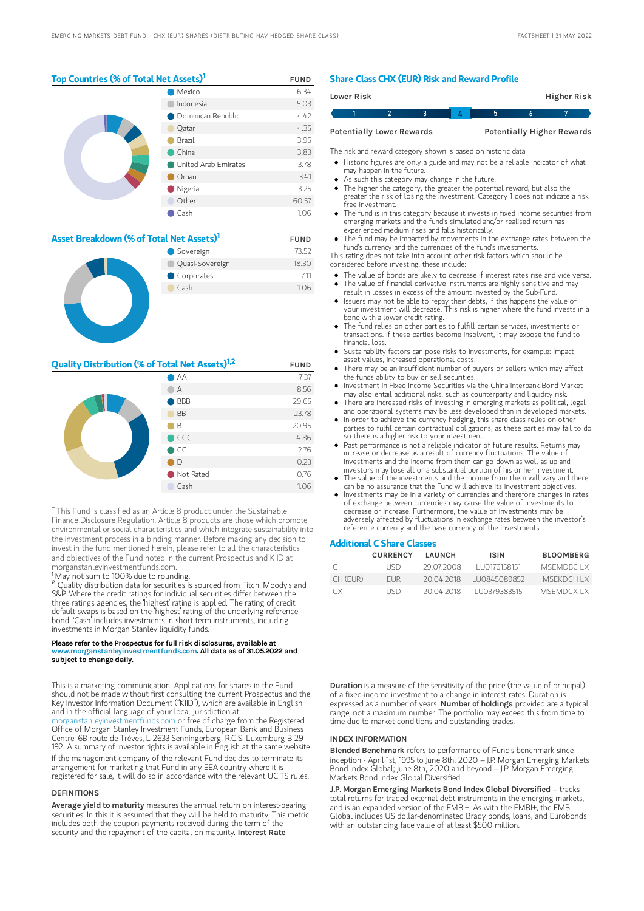## Top Countries (% of Total Net Assets)[1]

| | FUND |
|---|---|
| Mexico | 6.34 |
| Indonesia | 5.03 |
| Dominican Republic | 4.42 |
| Qatar | 4.35 |
| Brazil | 3.95 |
| China | 3.83 |
| United Arab Emirates | 3.78 |
| Oman | 3.41 |
| Nigeria | 3.25 |
| Other | 60.57 |
| Cash | 1.06 |

## Asset Breakdown (% of Total Net Assets)[1]

| | FUND |
|---|---|
| Sovereign | 73.52 |
| Quasi-Sovereign | 18.30 |
| Corporates | 7.11 |
| Cash | 1.06 |

## Quality Distribution (% of Total Net Assets)[1,2]

| | FUND |
|---|---|
| AA | 7.37 |
| A | 8.56 |
| BBB | 29.65 |
| BB | 23.78 |
| B | 20.95 |
| CCC | 4.86 |
| CC | 2.76 |
| D | 0.23 |
| Not Rated | 0.76 |
| Cash | 1.06 |

† This Fund is classified as an Article 8 product under the Sustainable Finance Disclosure Regulation. Article 8 products are those which promote environmental or social characteristics and which integrate sustainability into the investment process in a binding manner. Before making any decision to invest in the fund mentioned herein, please refer to all the characteristics and objectives of the Fund noted in the current Prospectus and KIID at morganstanleyinvestmentfunds.com.

[1] May not sum to 100% due to rounding.

[2] Quality distribution data for securities is sourced from Fitch, Moody's and S&P. Where the credit ratings for individual securities differ between the three ratings agencies, the 'highest' rating is applied. The rating of credit default swaps is based on the 'highest' rating of the underlying reference bond. 'Cash' includes investments in short term instruments, including investments in Morgan Stanley liquidity funds.

**Please refer to the Prospectus for full risk disclosures, available at www.morganstanleyinvestmentfunds.com. All data as of 31.05.2022 and subject to change daily.**

## Share Class CHX (EUR) Risk and Reward Profile

| Lower Risk | | | | | | Higher Risk |
|---|---|---|---|---|---|---|
| 1 | 2 | 3 | **4** | 5 | 6 | 7 |
| Potentially Lower Rewards | | | | | | Potentially Higher Rewards |

The risk and reward category shown is based on historic data.

- Historic figures are only a guide and may not be a reliable indicator of what may happen in the future.
- As such this category may change in the future.
- The higher the category, the greater the potential reward, but also the greater the risk of losing the investment. Category 1 does not indicate a risk free investment.
- The fund is in this category because it invests in fixed income securities from emerging markets and the fund's simulated and/or realised return has experienced medium rises and falls historically.
- The fund may be impacted by movements in the exchange rates between the fund's currency and the currencies of the fund's investments.

This rating does not take into account other risk factors which should be considered before investing, these include:

- The value of bonds are likely to decrease if interest rates rise and vice versa.
- The value of financial derivative instruments are highly sensitive and may result in losses in excess of the amount invested by the Sub-Fund.
- Issuers may not be able to repay their debts, if this happens the value of your investment will decrease. This risk is higher where the fund invests in a bond with a lower credit rating.
- The fund relies on other parties to fulfill certain services, investments or transactions. If these parties become insolvent, it may expose the fund to financial loss.
- Sustainability factors can pose risks to investments, for example: impact asset values, increased operational costs.
- There may be an insufficient number of buyers or sellers which may affect the funds ability to buy or sell securities.
- Investment in Fixed Income Securities via the China Interbank Bond Market may also entail additional risks, such as counterparty and liquidity risk.
- There are increased risks of investing in emerging markets as political, legal and operational systems may be less developed than in developed markets.
- In order to achieve the currency hedging, this share class relies on other parties to fulfil certain contractual obligations, as these parties may fail to do so there is a higher risk to your investment.
- Past performance is not a reliable indicator of future results. Returns may increase or decrease as a result of currency fluctuations. The value of investments and the income from them can go down as well as up and investors may lose all or a substantial portion of his or her investment.
- The value of the investments and the income from them will vary and there can be no assurance that the Fund will achieve its investment objectives.
- Investments may be in a variety of currencies and therefore changes in rates of exchange between currencies may cause the value of investments to decrease or increase. Furthermore, the value of investments may be adversely affected by fluctuations in exchange rates between the investor's reference currency and the base currency of the investments.

## Additional C Share Classes

| | CURRENCY | LAUNCH | ISIN | BLOOMBERG |
|---|---|---|---|---|
| C | USD | 29.07.2008 | LU0176158151 | MSEMDBC LX |
| CH (EUR) | EUR | 20.04.2018 | LU0845089852 | MSEKDCH LX |
| CX | USD | 20.04.2018 | LU0379383515 | MSEMDCX LX |

This is a marketing communication. Applications for shares in the Fund should not be made without first consulting the current Prospectus and the Key Investor Information Document ("KIID"), which are available in English and in the official language of your local jurisdiction at morganstanleyinvestmentfunds.com or free of charge from the Registered Office of Morgan Stanley Investment Funds, European Bank and Business Centre, 6B route de Trèves, L-2633 Senningerberg, R.C.S. Luxemburg B 29 192. A summary of investor rights is available in English at the same website.

If the management company of the relevant Fund decides to terminate its arrangement for marketing that Fund in any EEA country where it is registered for sale, it will do so in accordance with the relevant UCITS rules.

### DEFINITIONS

**Average yield to maturity** measures the annual return on interest-bearing securities. In this it is assumed that they will be held to maturity. This metric includes both the coupon payments received during the term of the security and the repayment of the capital on maturity. **Interest Rate Duration** is a measure of the sensitivity of the price (the value of principal) of a fixed-income investment to a change in interest rates. Duration is expressed as a number of years. **Number of holdings** provided are a typical range, not a maximum number. The portfolio may exceed this from time to time due to market conditions and outstanding trades.

### INDEX INFORMATION

**Blended Benchmark** refers to performance of Fund's benchmark since inception - April 1st, 1995 to June 8th, 2020 – J.P. Morgan Emerging Markets Bond Index Global; June 8th, 2020 and beyond – J.P. Morgan Emerging Markets Bond Index Global Diversified.

**J.P. Morgan Emerging Markets Bond Index Global Diversified** – tracks total returns for traded external debt instruments in the emerging markets, and is an expanded version of the EMBI+. As with the EMBI+, the EMBI Global includes US dollar-denominated Brady bonds, loans, and Eurobonds with an outstanding face value of at least $500 million.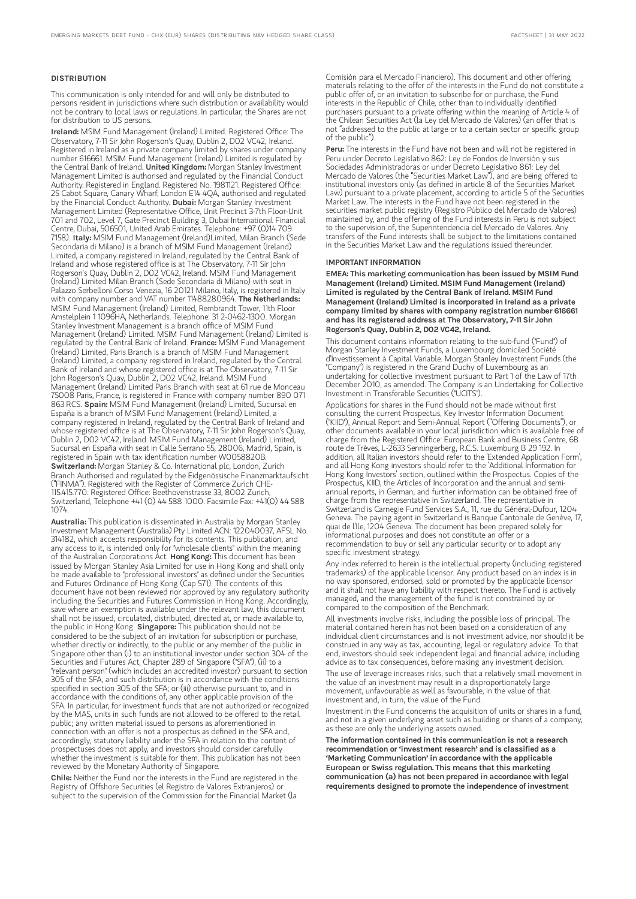## DISTRIBUTION

This communication is only intended for and will only be distributed to persons resident in jurisdictions where such distribution or availability would not be contrary to local laws or regulations. In particular, the Shares are not for distribution to US persons.

**Ireland:** MSIM Fund Management (Ireland) Limited. Registered Office: The Observatory, 7-11 Sir John Rogerson's Quay, Dublin 2, D02 VC42, Ireland. Registered in Ireland as a private company limited by shares under company number 616661. MSIM Fund Management (Ireland) Limited is regulated by the Central Bank of Ireland. **United Kingdom:** Morgan Stanley Investment Management Limited is authorised and regulated by the Financial Conduct Authority. Registered in England. Registered No. 1981121. Registered Office: 25 Cabot Square, Canary Wharf, London E14 4QA, authorised and regulated by the Financial Conduct Authority. **Dubai:** Morgan Stanley Investment Management Limited (Representative Office, Unit Precinct 3-7th Floor-Unit 701 and 702, Level 7, Gate Precinct Building 3, Dubai International Financial Centre, Dubai, 506501, United Arab Emirates. Telephone: +97 (0)14 709 7158). **Italy:** MSIM Fund Management (Ireland)Limited, Milan Branch (Sede Secondaria di Milano) is a branch of MSIM Fund Management (Ireland) Limited, a company registered in Ireland, regulated by the Central Bank of Ireland and whose registered office is at The Observatory, 7-11 Sir John Rogerson's Quay, Dublin 2, D02 VC42, Ireland. MSIM Fund Management (Ireland) Limited Milan Branch (Sede Secondaria di Milano) with seat in Palazzo Serbelloni Corso Venezia, 16 20121 Milano, Italy, is registered in Italy with company number and VAT number 11488280964. **The Netherlands:** MSIM Fund Management (Ireland) Limited, Rembrandt Tower, 11th Floor Amstelplein 1 1096HA, Netherlands. Telephone: 31 2-0462-1300. Morgan Stanley Investment Management is a branch office of MSIM Fund Management (Ireland) Limited. MSIM Fund Management (Ireland) Limited is regulated by the Central Bank of Ireland. **France:** MSIM Fund Management (Ireland) Limited, Paris Branch is a branch of MSIM Fund Management (Ireland) Limited, a company registered in Ireland, regulated by the Central Bank of Ireland and whose registered office is at The Observatory, 7-11 Sir John Rogerson's Quay, Dublin 2, D02 VC42, Ireland. MSIM Fund Management (Ireland) Limited Paris Branch with seat at 61 rue de Monceau 75008 Paris, France, is registered in France with company number 890 071 863 RCS. **Spain:** MSIM Fund Management (Ireland) Limited, Sucursal en España is a branch of MSIM Fund Management (Ireland) Limited, a company registered in Ireland, regulated by the Central Bank of Ireland and whose registered office is at The Observatory, 7-11 Sir John Rogerson's Quay, Dublin 2, D02 VC42, Ireland. MSIM Fund Management (Ireland) Limited, Sucursal en España with seat in Calle Serrano 55, 28006, Madrid, Spain, is registered in Spain with tax identification number W0058820B. **Switzerland:** Morgan Stanley & Co. International plc, London, Zurich Branch Authorised and regulated by the Eidgenössische Finanzmarktaufsicht ("FINMA"). Registered with the Register of Commerce Zurich CHE-115.415.770. Registered Office: Beethovenstrasse 33, 8002 Zurich, Switzerland, Telephone +41 (0) 44 588 1000. Facsimile Fax: +41(0) 44 588 1074.

**Australia:** This publication is disseminated in Australia by Morgan Stanley Investment Management (Australia) Pty Limited ACN: 122040037, AFSL No. 314182, which accepts responsibility for its contents. This publication, and any access to it, is intended only for "wholesale clients" within the meaning of the Australian Corporations Act. **Hong Kong:** This document has been issued by Morgan Stanley Asia Limited for use in Hong Kong and shall only be made available to "professional investors" as defined under the Securities and Futures Ordinance of Hong Kong (Cap 571). The contents of this document have not been reviewed nor approved by any regulatory authority including the Securities and Futures Commission in Hong Kong. Accordingly, save where an exemption is available under the relevant law, this document shall not be issued, circulated, distributed, directed at, or made available to, the public in Hong Kong. **Singapore:** This publication should not be considered to be the subject of an invitation for subscription or purchase, whether directly or indirectly, to the public or any member of the public in Singapore other than (i) to an institutional investor under section 304 of the Securities and Futures Act, Chapter 289 of Singapore ("SFA"), (ii) to a "relevant person" (which includes an accredited investor) pursuant to section 305 of the SFA, and such distribution is in accordance with the conditions specified in section 305 of the SFA; or (iii) otherwise pursuant to, and in accordance with the conditions of, any other applicable provision of the SFA. In particular, for investment funds that are not authorized or recognized by the MAS, units in such funds are not allowed to be offered to the retail public; any written material issued to persons as aforementioned in connection with an offer is not a prospectus as defined in the SFA and, accordingly, statutory liability under the SFA in relation to the content of prospectuses does not apply, and investors should consider carefully whether the investment is suitable for them. This publication has not been reviewed by the Monetary Authority of Singapore.

**Chile:** Neither the Fund nor the interests in the Fund are registered in the Registry of Offshore Securities (el Registro de Valores Extranjeros) or subject to the supervision of the Commission for the Financial Market (la Comisión para el Mercado Financiero). This document and other offering materials relating to the offer of the interests in the Fund do not constitute a public offer of, or an invitation to subscribe for or purchase, the Fund interests in the Republic of Chile, other than to individually identified purchasers pursuant to a private offering within the meaning of Article 4 of the Chilean Securities Act (la Ley del Mercado de Valores) (an offer that is not "addressed to the public at large or to a certain sector or specific group of the public").

**Peru:** The interests in the Fund have not been and will not be registered in Peru under Decreto Legislativo 862: Ley de Fondos de Inversión y sus Sociedades Administradoras or under Decreto Legislativo 861: Ley del Mercado de Valores (the "Securities Market Law"), and are being offered to institutional investors only (as defined in article 8 of the Securities Market Law) pursuant to a private placement, according to article 5 of the Securities Market Law. The interests in the Fund have not been registered in the securities market public registry (Registro Público del Mercado de Valores) maintained by, and the offering of the Fund interests in Peru is not subject to the supervision of, the Superintendencia del Mercado de Valores. Any transfers of the Fund interests shall be subject to the limitations contained in the Securities Market Law and the regulations issued thereunder.

## IMPORTANT INFORMATION

**EMEA: This marketing communication has been issued by MSIM Fund Management (Ireland) Limited. MSIM Fund Management (Ireland) Limited is regulated by the Central Bank of Ireland. MSIM Fund Management (Ireland) Limited is incorporated in Ireland as a private company limited by shares with company registration number 616661 and has its registered address at The Observatory, 7-11 Sir John Rogerson's Quay, Dublin 2, D02 VC42, Ireland.**

This document contains information relating to the sub-fund ("Fund") of Morgan Stanley Investment Funds, a Luxembourg domiciled Société d'Investissement à Capital Variable. Morgan Stanley Investment Funds (the "Company") is registered in the Grand Duchy of Luxembourg as an undertaking for collective investment pursuant to Part 1 of the Law of 17th December 2010, as amended. The Company is an Undertaking for Collective Investment in Transferable Securities ("UCITS").

Applications for shares in the Fund should not be made without first consulting the current Prospectus, Key Investor Information Document ("KIID"), Annual Report and Semi-Annual Report ("Offering Documents"), or other documents available in your local jurisdiction which is available free of charge from the Registered Office: European Bank and Business Centre, 6B route de Trèves, L-2633 Senningerberg, R.C.S. Luxemburg B 29 192. In addition, all Italian investors should refer to the 'Extended Application Form', and all Hong Kong investors should refer to the 'Additional Information for Hong Kong Investors' section, outlined within the Prospectus. Copies of the Prospectus, KIID, the Articles of Incorporation and the annual and semi-annual reports, in German, and further information can be obtained free of charge from the representative in Switzerland. The representative in Switzerland is Carnegie Fund Services S.A., 11, rue du Général-Dufour, 1204 Geneva. The paying agent in Switzerland is Banque Cantonale de Genève, 17, quai de l'Ile, 1204 Geneva. The document has been prepared solely for informational purposes and does not constitute an offer or a recommendation to buy or sell any particular security or to adopt any specific investment strategy.

Any index referred to herein is the intellectual property (including registered trademarks) of the applicable licensor. Any product based on an index is in no way sponsored, endorsed, sold or promoted by the applicable licensor and it shall not have any liability with respect thereto. The Fund is actively managed, and the management of the fund is not constrained by or compared to the composition of the Benchmark.

All investments involve risks, including the possible loss of principal. The material contained herein has not been based on a consideration of any individual client circumstances and is not investment advice, nor should it be construed in any way as tax, accounting, legal or regulatory advice. To that end, investors should seek independent legal and financial advice, including advice as to tax consequences, before making any investment decision.

The use of leverage increases risks, such that a relatively small movement in the value of an investment may result in a disproportionately large movement, unfavourable as well as favourable, in the value of that investment and, in turn, the value of the Fund.

Investment in the Fund concerns the acquisition of units or shares in a fund, and not in a given underlying asset such as building or shares of a company, as these are only the underlying assets owned.

**The information contained in this communication is not a research recommendation or 'investment research' and is classified as a 'Marketing Communication' in accordance with the applicable European or Swiss regulation. This means that this marketing communication (a) has not been prepared in accordance with legal requirements designed to promote the independence of investment**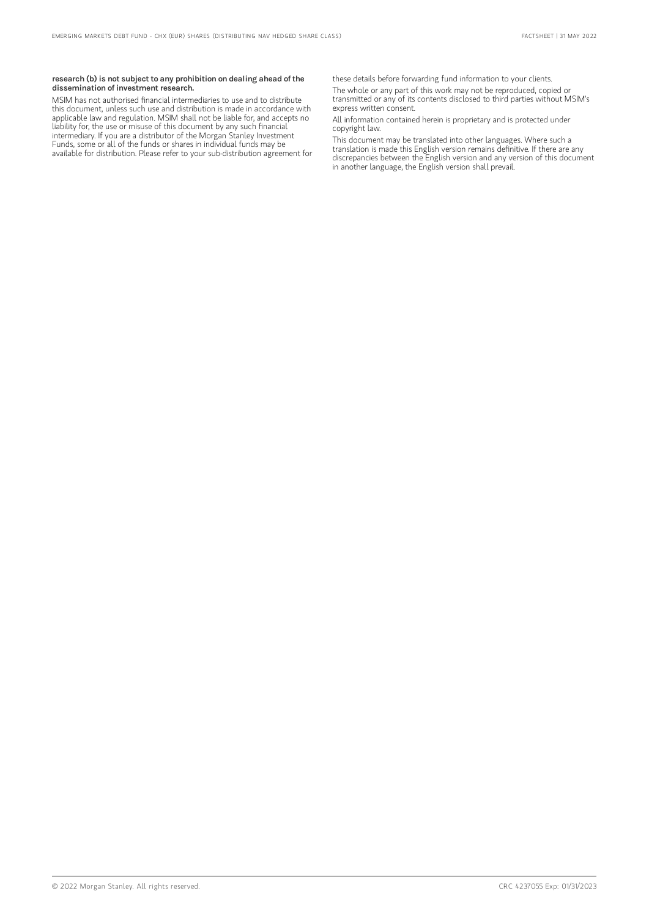**research (b) is not subject to any prohibition on dealing ahead of the dissemination of investment research.**

MSIM has not authorised financial intermediaries to use and to distribute this document, unless such use and distribution is made in accordance with applicable law and regulation. MSIM shall not be liable for, and accepts no liability for, the use or misuse of this document by any such financial intermediary. If you are a distributor of the Morgan Stanley Investment Funds, some or all of the funds or shares in individual funds may be available for distribution. Please refer to your sub-distribution agreement for these details before forwarding fund information to your clients.

The whole or any part of this work may not be reproduced, copied or transmitted or any of its contents disclosed to third parties without MSIM's express written consent.

All information contained herein is proprietary and is protected under copyright law.

This document may be translated into other languages. Where such a translation is made this English version remains definitive. If there are any discrepancies between the English version and any version of this document in another language, the English version shall prevail.

© 2022 Morgan Stanley. All rights reserved.

CRC 4237055 Exp: 01/31/2023